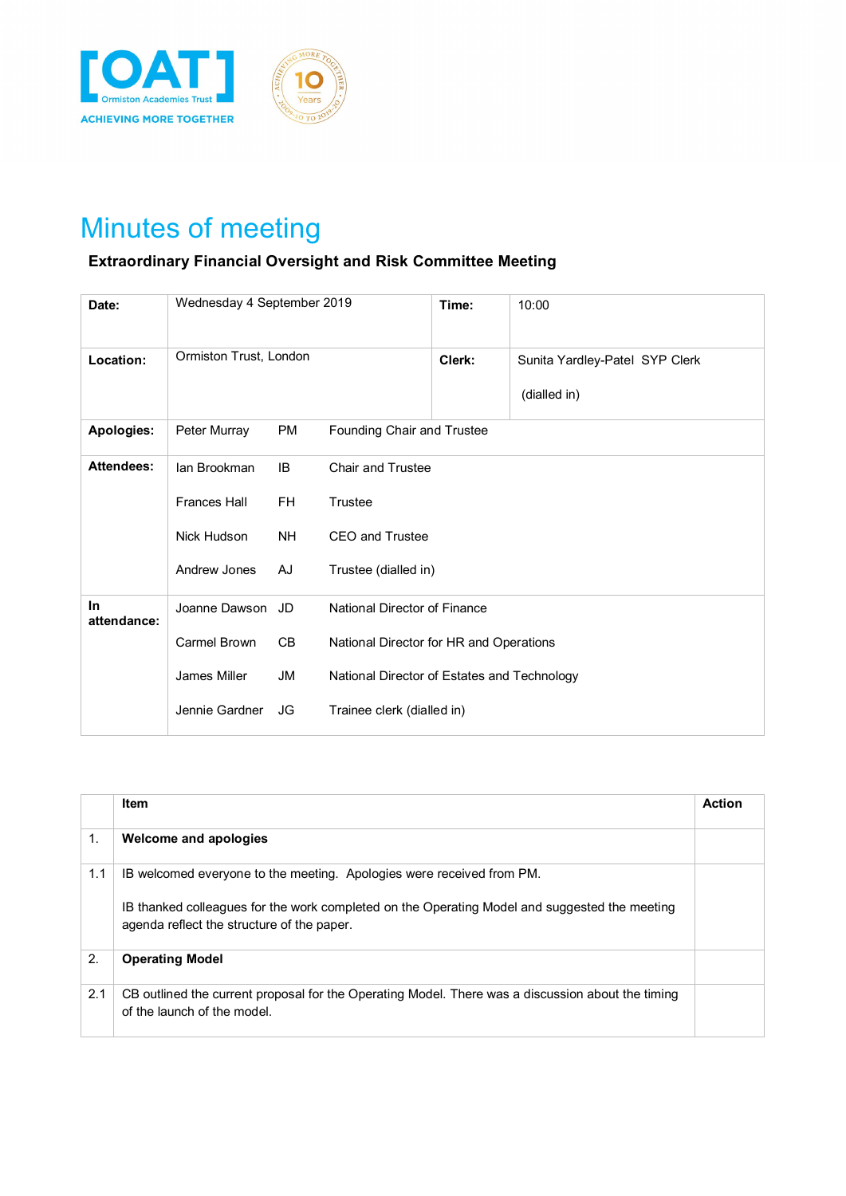[OAT] Ormiston Academies Trust
ACHIEVING MORE TOGETHER

# Minutes of meeting

**Extraordinary Financial Oversight and Risk Committee Meeting**

| | | | |
|---|---|---|---|
| **Date:** | Wednesday 4 September 2019 | **Time:** | 10:00 |
| **Location:** | Ormiston Trust, London | **Clerk:** | Sunita Yardley-Patel SYP Clerk (dialled in) |

| | | | |
|---|---|---|---|
| **Apologies:** | Peter Murray | PM | Founding Chair and Trustee |
| **Attendees:** | Ian Brookman | IB | Chair and Trustee |
| | Frances Hall | FH | Trustee |
| | Nick Hudson | NH | CEO and Trustee |
| | Andrew Jones | AJ | Trustee (dialled in) |
| **In attendance:** | Joanne Dawson | JD | National Director of Finance |
| | Carmel Brown | CB | National Director for HR and Operations |
| | James Miller | JM | National Director of Estates and Technology |
| | Jennie Gardner | JG | Trainee clerk (dialled in) |

| | Item | Action |
|---|---|---|
| 1. | **Welcome and apologies** | |
| 1.1 | IB welcomed everyone to the meeting. Apologies were received from PM.<br><br>IB thanked colleagues for the work completed on the Operating Model and suggested the meeting agenda reflect the structure of the paper. | |
| 2. | **Operating Model** | |
| 2.1 | CB outlined the current proposal for the Operating Model. There was a discussion about the timing of the launch of the model. | |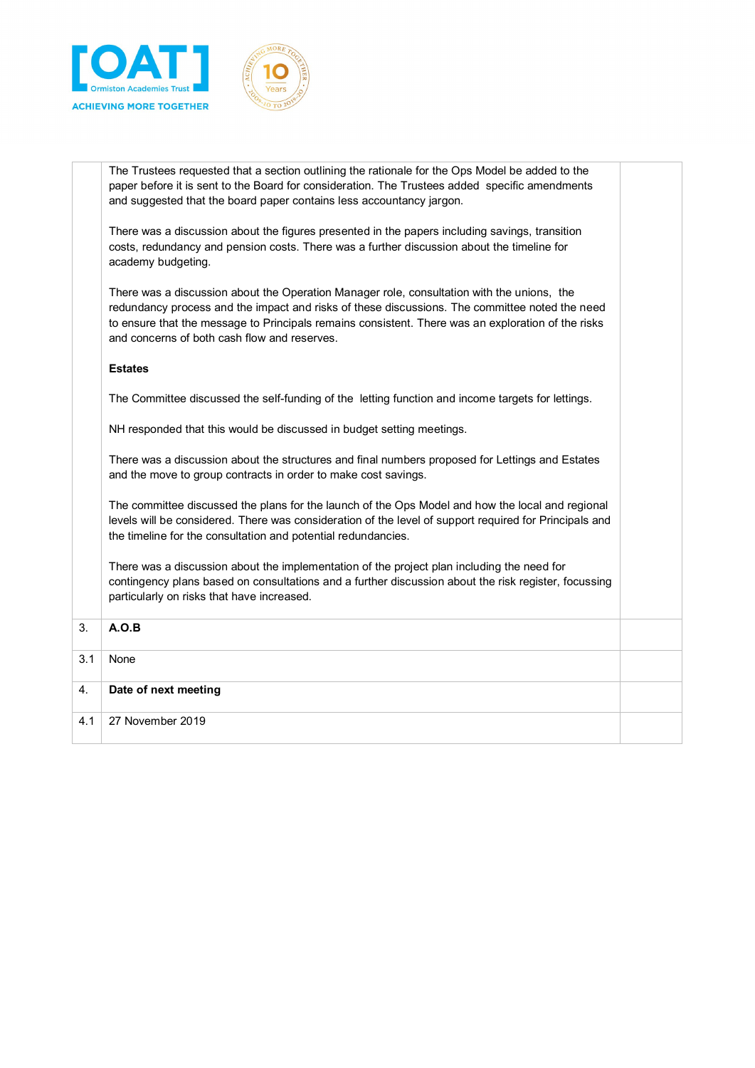| | | |
|---|---|---|
| | The Trustees requested that a section outlining the rationale for the Ops Model be added to the paper before it is sent to the Board for consideration. The Trustees added specific amendments and suggested that the board paper contains less accountancy jargon.<br><br>There was a discussion about the figures presented in the papers including savings, transition costs, redundancy and pension costs. There was a further discussion about the timeline for academy budgeting.<br><br>There was a discussion about the Operation Manager role, consultation with the unions, the redundancy process and the impact and risks of these discussions. The committee noted the need to ensure that the message to Principals remains consistent. There was an exploration of the risks and concerns of both cash flow and reserves.<br><br>**Estates**<br><br>The Committee discussed the self-funding of the letting function and income targets for lettings.<br><br>NH responded that this would be discussed in budget setting meetings.<br><br>There was a discussion about the structures and final numbers proposed for Lettings and Estates and the move to group contracts in order to make cost savings.<br><br>The committee discussed the plans for the launch of the Ops Model and how the local and regional levels will be considered. There was consideration of the level of support required for Principals and the timeline for the consultation and potential redundancies.<br><br>There was a discussion about the implementation of the project plan including the need for contingency plans based on consultations and a further discussion about the risk register, focussing particularly on risks that have increased. | |
| 3. | **A.O.B** | |
| 3.1 | None | |
| 4. | **Date of next meeting** | |
| 4.1 | 27 November 2019 | |